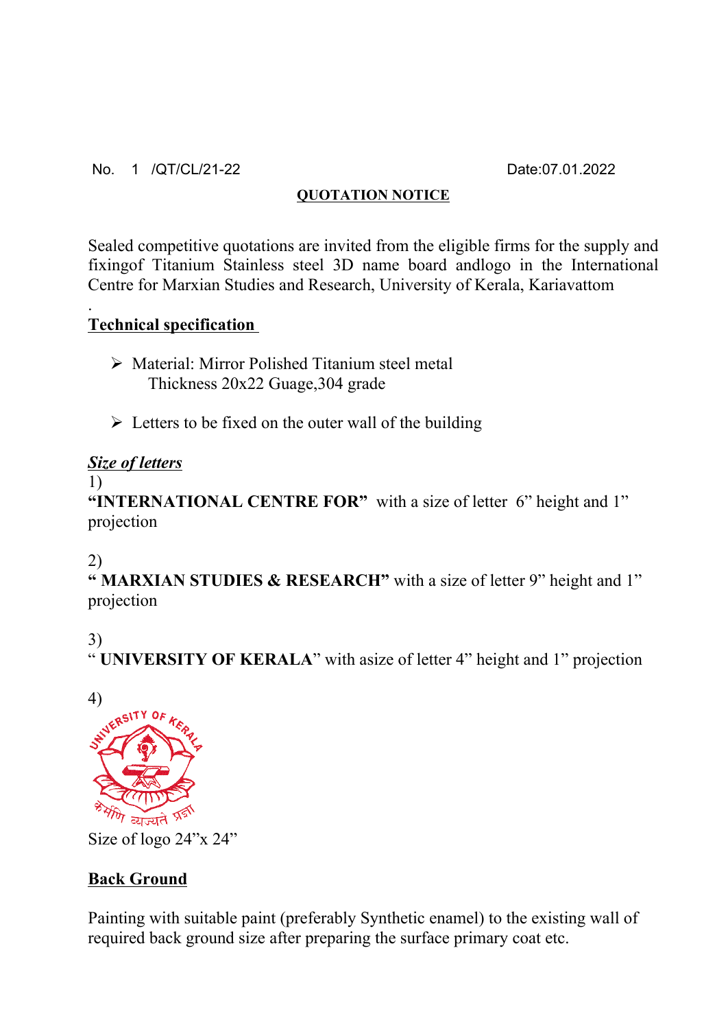No. 1 /QT/CL/21-22 Date:07.01.2022

**QUOTATION NOTICE**

Sealed competitive quotations are invited from the eligible firms for the supply and fixingof Titanium Stainless steel 3D name board andlogo in the International Centre for Marxian Studies and Research, University of Kerala, Kariavattom

.

**Technical specification**

- Material: Mirror Polished Titanium steel metal
  Thickness 20x22 Guage,304 grade

- Letters to be fixed on the outer wall of the building

***Size of letters***

1)
**"INTERNATIONAL CENTRE FOR"** with a size of letter 6" height and 1" projection

2)
**" MARXIAN STUDIES & RESEARCH"** with a size of letter 9" height and 1" projection

3)
" **UNIVERSITY OF KERALA**" with asize of letter 4" height and 1" projection

4)

Size of logo 24"x 24"

**Back Ground**

Painting with suitable paint (preferably Synthetic enamel) to the existing wall of required back ground size after preparing the surface primary coat etc.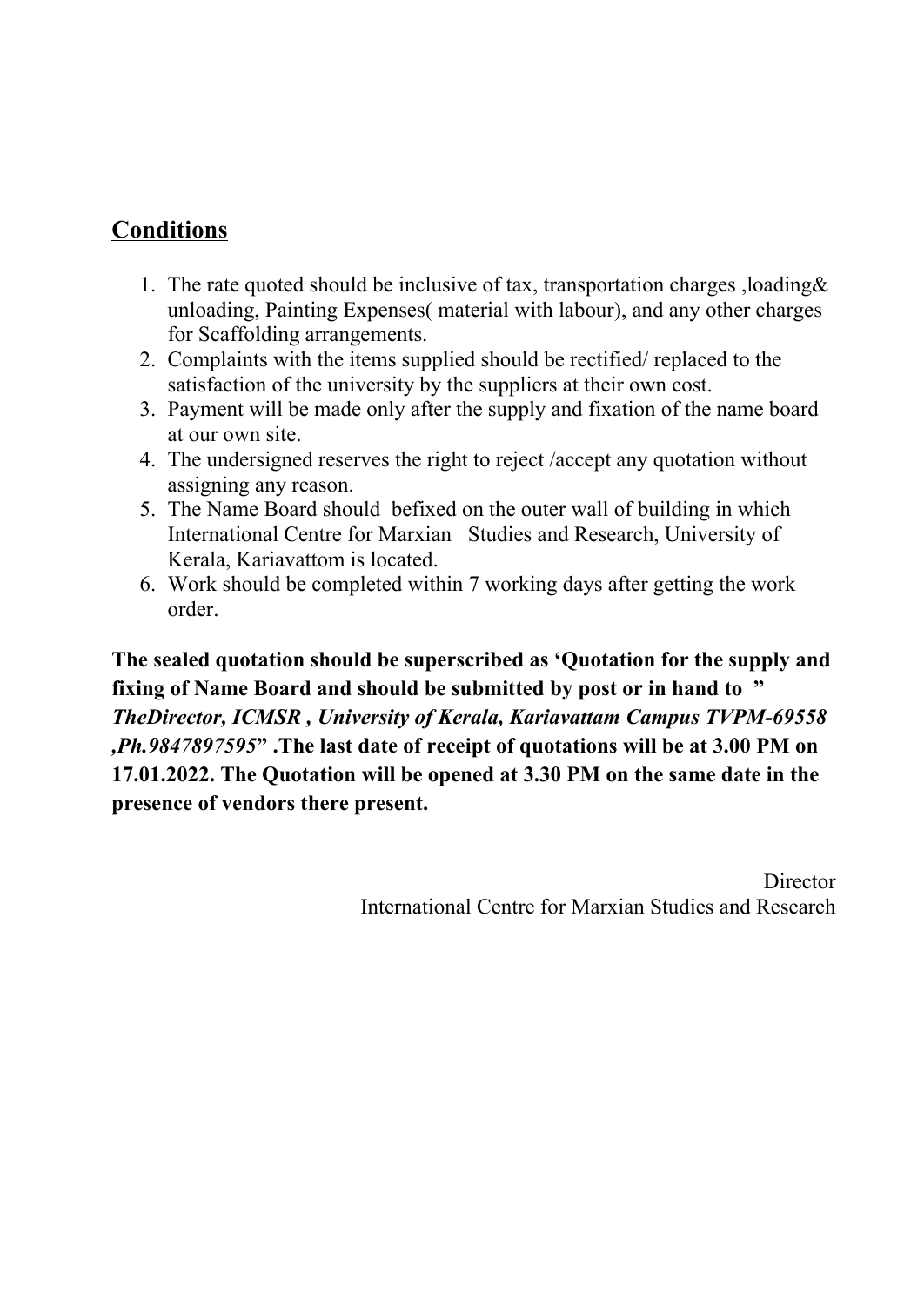## Conditions

1. The rate quoted should be inclusive of tax, transportation charges ,loading& unloading, Painting Expenses( material with labour), and any other charges for Scaffolding arrangements.
2. Complaints with the items supplied should be rectified/ replaced to the satisfaction of the university by the suppliers at their own cost.
3. Payment will be made only after the supply and fixation of the name board at our own site.
4. The undersigned reserves the right to reject /accept any quotation without assigning any reason.
5. The Name Board should befixed on the outer wall of building in which International Centre for Marxian Studies and Research, University of Kerala, Kariavattom is located.
6. Work should be completed within 7 working days after getting the work order.

**The sealed quotation should be superscribed as 'Quotation for the supply and fixing of Name Board and should be submitted by post or in hand to "*TheDirector, ICMSR , University of Kerala, Kariavattam Campus TVPM-69558 ,Ph.9847897595*" .The last date of receipt of quotations will be at 3.00 PM on 17.01.2022. The Quotation will be opened at 3.30 PM on the same date in the presence of vendors there present.**

Director
International Centre for Marxian Studies and Research